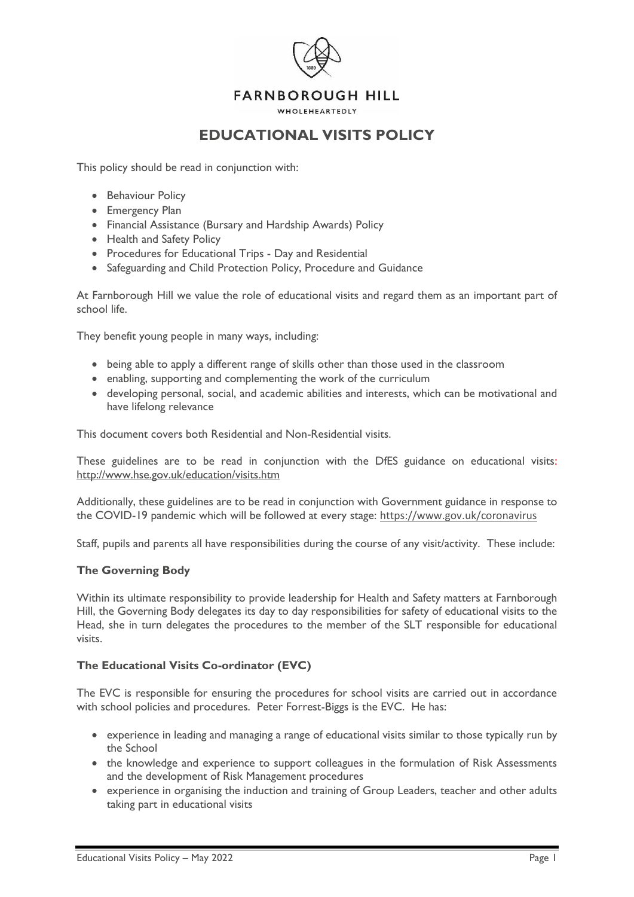FARNBOROUGH HILL

WHOLEHEARTEDLY

# EDUCATIONAL VISITS POLICY

This policy should be read in conjunction with:

- Behaviour Policy
- Emergency Plan
- Financial Assistance (Bursary and Hardship Awards) Policy
- Health and Safety Policy
- Procedures for Educational Trips - Day and Residential
- Safeguarding and Child Protection Policy, Procedure and Guidance

At Farnborough Hill we value the role of educational visits and regard them as an important part of school life.

They benefit young people in many ways, including:

- being able to apply a different range of skills other than those used in the classroom
- enabling, supporting and complementing the work of the curriculum
- developing personal, social, and academic abilities and interests, which can be motivational and have lifelong relevance

This document covers both Residential and Non-Residential visits.

These guidelines are to be read in conjunction with the DfES guidance on educational visits: http://www.hse.gov.uk/education/visits.htm

Additionally, these guidelines are to be read in conjunction with Government guidance in response to the COVID-19 pandemic which will be followed at every stage: https://www.gov.uk/coronavirus

Staff, pupils and parents all have responsibilities during the course of any visit/activity. These include:

### The Governing Body

Within its ultimate responsibility to provide leadership for Health and Safety matters at Farnborough Hill, the Governing Body delegates its day to day responsibilities for safety of educational visits to the Head, she in turn delegates the procedures to the member of the SLT responsible for educational visits.

### The Educational Visits Co-ordinator (EVC)

The EVC is responsible for ensuring the procedures for school visits are carried out in accordance with school policies and procedures. Peter Forrest-Biggs is the EVC. He has:

- experience in leading and managing a range of educational visits similar to those typically run by the School
- the knowledge and experience to support colleagues in the formulation of Risk Assessments and the development of Risk Management procedures
- experience in organising the induction and training of Group Leaders, teacher and other adults taking part in educational visits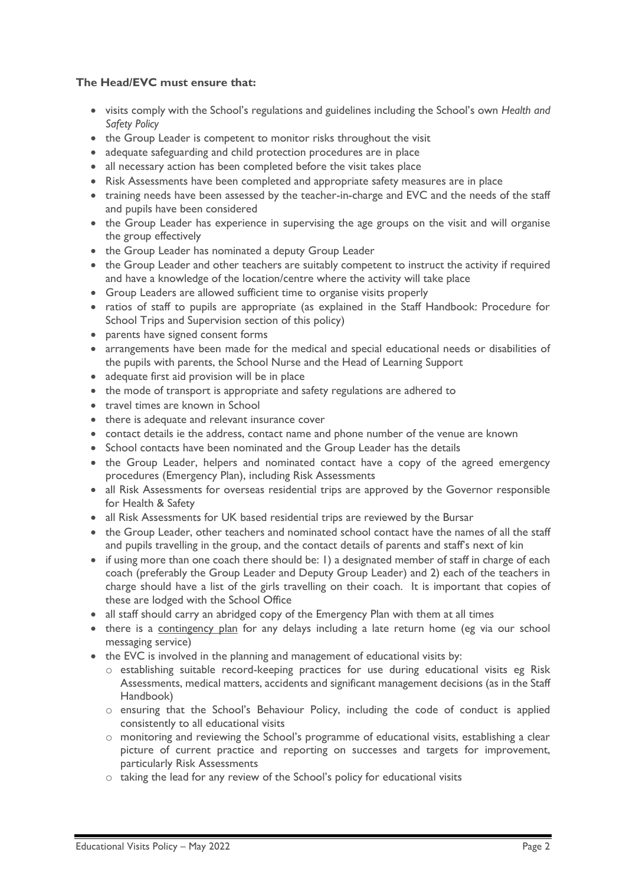**The Head/EVC must ensure that:**

- visits comply with the School's regulations and guidelines including the School's own *Health and Safety Policy*
- the Group Leader is competent to monitor risks throughout the visit
- adequate safeguarding and child protection procedures are in place
- all necessary action has been completed before the visit takes place
- Risk Assessments have been completed and appropriate safety measures are in place
- training needs have been assessed by the teacher-in-charge and EVC and the needs of the staff and pupils have been considered
- the Group Leader has experience in supervising the age groups on the visit and will organise the group effectively
- the Group Leader has nominated a deputy Group Leader
- the Group Leader and other teachers are suitably competent to instruct the activity if required and have a knowledge of the location/centre where the activity will take place
- Group Leaders are allowed sufficient time to organise visits properly
- ratios of staff to pupils are appropriate (as explained in the Staff Handbook: Procedure for School Trips and Supervision section of this policy)
- parents have signed consent forms
- arrangements have been made for the medical and special educational needs or disabilities of the pupils with parents, the School Nurse and the Head of Learning Support
- adequate first aid provision will be in place
- the mode of transport is appropriate and safety regulations are adhered to
- travel times are known in School
- there is adequate and relevant insurance cover
- contact details ie the address, contact name and phone number of the venue are known
- School contacts have been nominated and the Group Leader has the details
- the Group Leader, helpers and nominated contact have a copy of the agreed emergency procedures (Emergency Plan), including Risk Assessments
- all Risk Assessments for overseas residential trips are approved by the Governor responsible for Health & Safety
- all Risk Assessments for UK based residential trips are reviewed by the Bursar
- the Group Leader, other teachers and nominated school contact have the names of all the staff and pupils travelling in the group, and the contact details of parents and staff's next of kin
- if using more than one coach there should be: 1) a designated member of staff in charge of each coach (preferably the Group Leader and Deputy Group Leader) and 2) each of the teachers in charge should have a list of the girls travelling on their coach. It is important that copies of these are lodged with the School Office
- all staff should carry an abridged copy of the Emergency Plan with them at all times
- there is a contingency plan for any delays including a late return home (eg via our school messaging service)
- the EVC is involved in the planning and management of educational visits by:
  - establishing suitable record-keeping practices for use during educational visits eg Risk Assessments, medical matters, accidents and significant management decisions (as in the Staff Handbook)
  - ensuring that the School's Behaviour Policy, including the code of conduct is applied consistently to all educational visits
  - monitoring and reviewing the School's programme of educational visits, establishing a clear picture of current practice and reporting on successes and targets for improvement, particularly Risk Assessments
  - taking the lead for any review of the School's policy for educational visits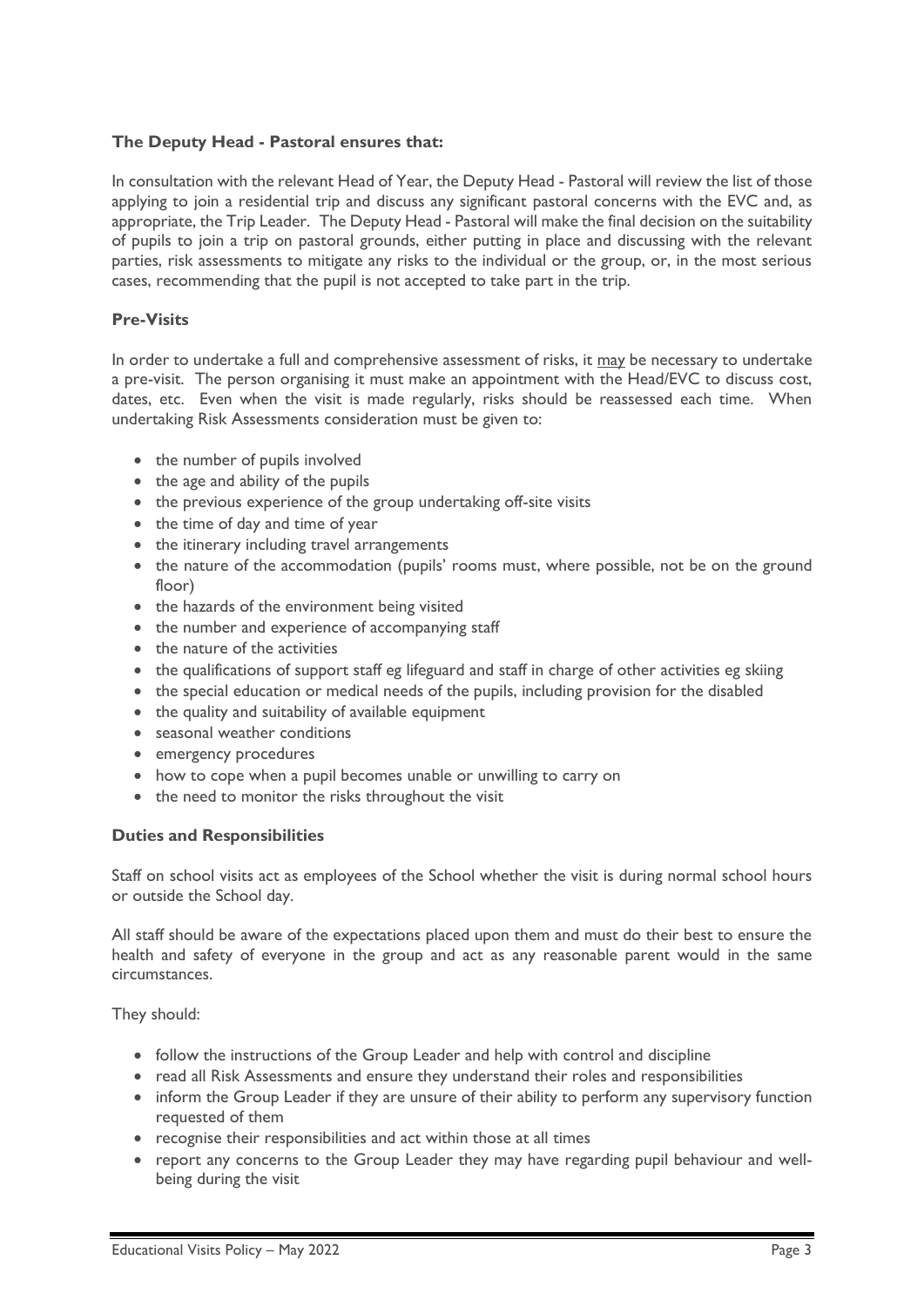### The Deputy Head - Pastoral ensures that:

In consultation with the relevant Head of Year, the Deputy Head - Pastoral will review the list of those applying to join a residential trip and discuss any significant pastoral concerns with the EVC and, as appropriate, the Trip Leader. The Deputy Head - Pastoral will make the final decision on the suitability of pupils to join a trip on pastoral grounds, either putting in place and discussing with the relevant parties, risk assessments to mitigate any risks to the individual or the group, or, in the most serious cases, recommending that the pupil is not accepted to take part in the trip.

### Pre-Visits

In order to undertake a full and comprehensive assessment of risks, it may be necessary to undertake a pre-visit. The person organising it must make an appointment with the Head/EVC to discuss cost, dates, etc. Even when the visit is made regularly, risks should be reassessed each time. When undertaking Risk Assessments consideration must be given to:

- the number of pupils involved
- the age and ability of the pupils
- the previous experience of the group undertaking off-site visits
- the time of day and time of year
- the itinerary including travel arrangements
- the nature of the accommodation (pupils' rooms must, where possible, not be on the ground floor)
- the hazards of the environment being visited
- the number and experience of accompanying staff
- the nature of the activities
- the qualifications of support staff eg lifeguard and staff in charge of other activities eg skiing
- the special education or medical needs of the pupils, including provision for the disabled
- the quality and suitability of available equipment
- seasonal weather conditions
- emergency procedures
- how to cope when a pupil becomes unable or unwilling to carry on
- the need to monitor the risks throughout the visit

### Duties and Responsibilities

Staff on school visits act as employees of the School whether the visit is during normal school hours or outside the School day.

All staff should be aware of the expectations placed upon them and must do their best to ensure the health and safety of everyone in the group and act as any reasonable parent would in the same circumstances.

They should:

- follow the instructions of the Group Leader and help with control and discipline
- read all Risk Assessments and ensure they understand their roles and responsibilities
- inform the Group Leader if they are unsure of their ability to perform any supervisory function requested of them
- recognise their responsibilities and act within those at all times
- report any concerns to the Group Leader they may have regarding pupil behaviour and well-being during the visit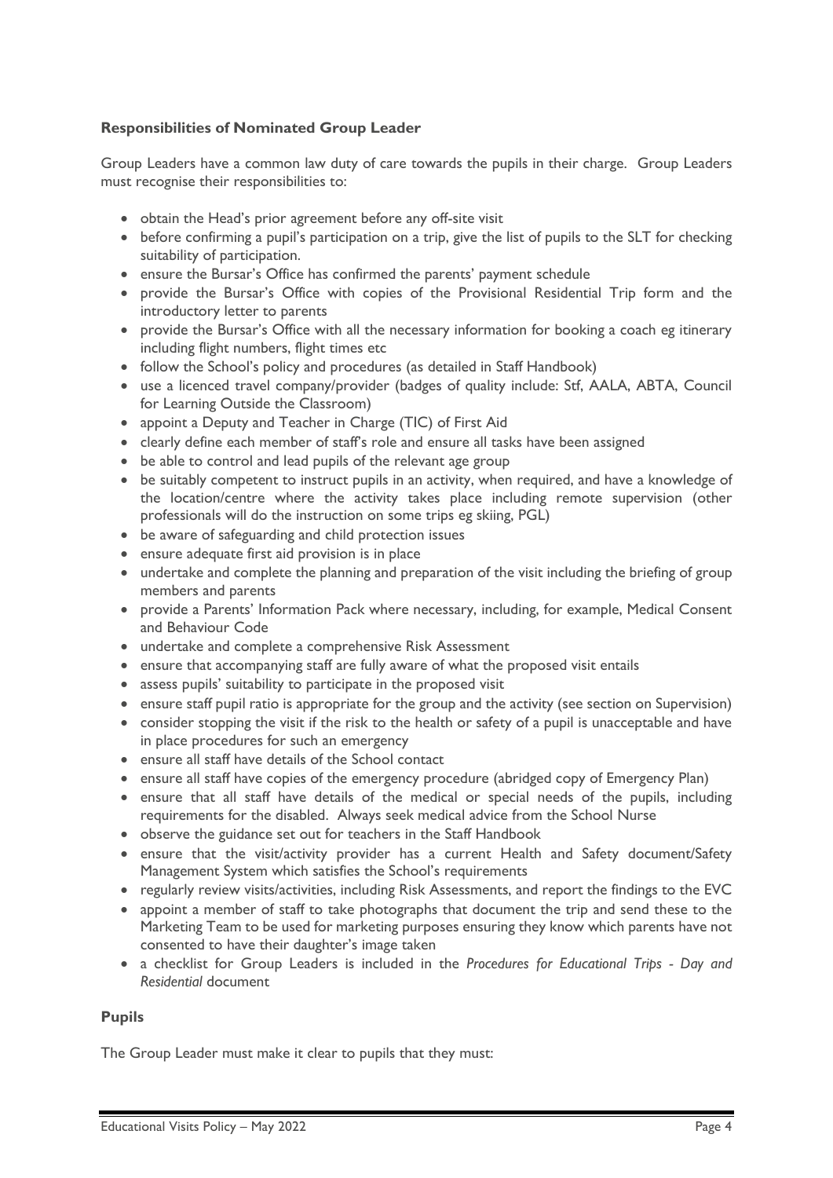**Responsibilities of Nominated Group Leader**

Group Leaders have a common law duty of care towards the pupils in their charge. Group Leaders must recognise their responsibilities to:

- obtain the Head's prior agreement before any off-site visit
- before confirming a pupil's participation on a trip, give the list of pupils to the SLT for checking suitability of participation.
- ensure the Bursar's Office has confirmed the parents' payment schedule
- provide the Bursar's Office with copies of the Provisional Residential Trip form and the introductory letter to parents
- provide the Bursar's Office with all the necessary information for booking a coach eg itinerary including flight numbers, flight times etc
- follow the School's policy and procedures (as detailed in Staff Handbook)
- use a licenced travel company/provider (badges of quality include: Stf, AALA, ABTA, Council for Learning Outside the Classroom)
- appoint a Deputy and Teacher in Charge (TIC) of First Aid
- clearly define each member of staff's role and ensure all tasks have been assigned
- be able to control and lead pupils of the relevant age group
- be suitably competent to instruct pupils in an activity, when required, and have a knowledge of the location/centre where the activity takes place including remote supervision (other professionals will do the instruction on some trips eg skiing, PGL)
- be aware of safeguarding and child protection issues
- ensure adequate first aid provision is in place
- undertake and complete the planning and preparation of the visit including the briefing of group members and parents
- provide a Parents' Information Pack where necessary, including, for example, Medical Consent and Behaviour Code
- undertake and complete a comprehensive Risk Assessment
- ensure that accompanying staff are fully aware of what the proposed visit entails
- assess pupils' suitability to participate in the proposed visit
- ensure staff pupil ratio is appropriate for the group and the activity (see section on Supervision)
- consider stopping the visit if the risk to the health or safety of a pupil is unacceptable and have in place procedures for such an emergency
- ensure all staff have details of the School contact
- ensure all staff have copies of the emergency procedure (abridged copy of Emergency Plan)
- ensure that all staff have details of the medical or special needs of the pupils, including requirements for the disabled. Always seek medical advice from the School Nurse
- observe the guidance set out for teachers in the Staff Handbook
- ensure that the visit/activity provider has a current Health and Safety document/Safety Management System which satisfies the School's requirements
- regularly review visits/activities, including Risk Assessments, and report the findings to the EVC
- appoint a member of staff to take photographs that document the trip and send these to the Marketing Team to be used for marketing purposes ensuring they know which parents have not consented to have their daughter's image taken
- a checklist for Group Leaders is included in the *Procedures for Educational Trips - Day and Residential* document

**Pupils**

The Group Leader must make it clear to pupils that they must: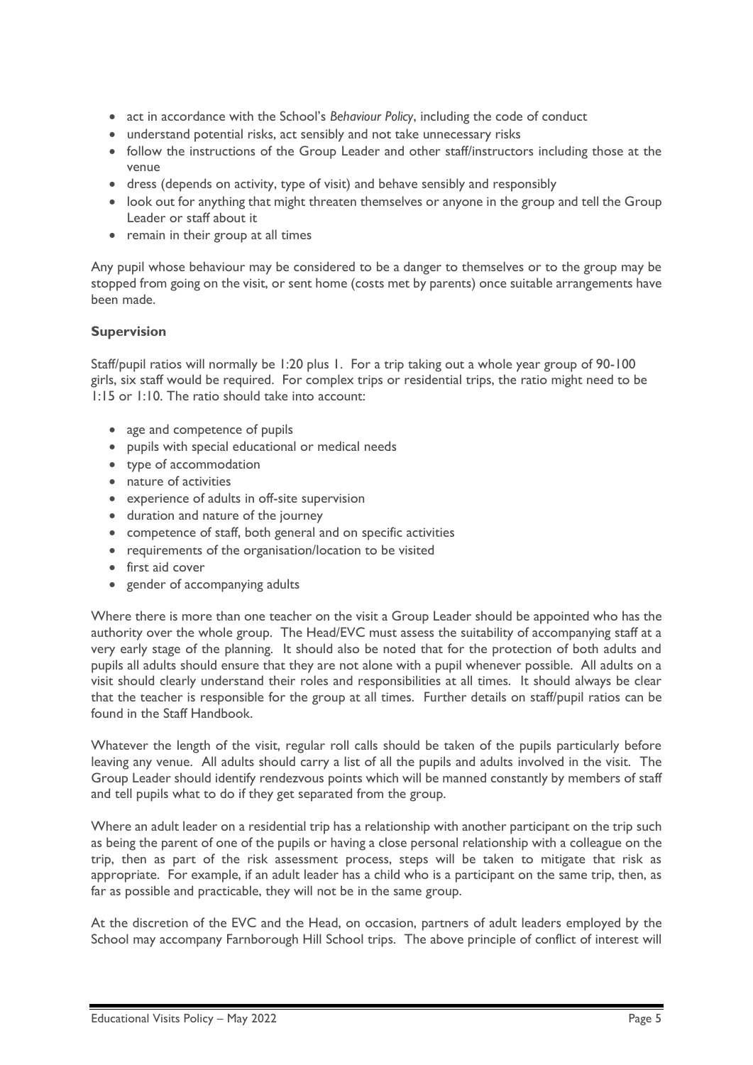- act in accordance with the School's *Behaviour Policy*, including the code of conduct
- understand potential risks, act sensibly and not take unnecessary risks
- follow the instructions of the Group Leader and other staff/instructors including those at the venue
- dress (depends on activity, type of visit) and behave sensibly and responsibly
- look out for anything that might threaten themselves or anyone in the group and tell the Group Leader or staff about it
- remain in their group at all times

Any pupil whose behaviour may be considered to be a danger to themselves or to the group may be stopped from going on the visit, or sent home (costs met by parents) once suitable arrangements have been made.

**Supervision**

Staff/pupil ratios will normally be 1:20 plus 1. For a trip taking out a whole year group of 90-100 girls, six staff would be required. For complex trips or residential trips, the ratio might need to be 1:15 or 1:10. The ratio should take into account:

- age and competence of pupils
- pupils with special educational or medical needs
- type of accommodation
- nature of activities
- experience of adults in off-site supervision
- duration and nature of the journey
- competence of staff, both general and on specific activities
- requirements of the organisation/location to be visited
- first aid cover
- gender of accompanying adults

Where there is more than one teacher on the visit a Group Leader should be appointed who has the authority over the whole group. The Head/EVC must assess the suitability of accompanying staff at a very early stage of the planning. It should also be noted that for the protection of both adults and pupils all adults should ensure that they are not alone with a pupil whenever possible. All adults on a visit should clearly understand their roles and responsibilities at all times. It should always be clear that the teacher is responsible for the group at all times. Further details on staff/pupil ratios can be found in the Staff Handbook.

Whatever the length of the visit, regular roll calls should be taken of the pupils particularly before leaving any venue. All adults should carry a list of all the pupils and adults involved in the visit. The Group Leader should identify rendezvous points which will be manned constantly by members of staff and tell pupils what to do if they get separated from the group.

Where an adult leader on a residential trip has a relationship with another participant on the trip such as being the parent of one of the pupils or having a close personal relationship with a colleague on the trip, then as part of the risk assessment process, steps will be taken to mitigate that risk as appropriate. For example, if an adult leader has a child who is a participant on the same trip, then, as far as possible and practicable, they will not be in the same group.

At the discretion of the EVC and the Head, on occasion, partners of adult leaders employed by the School may accompany Farnborough Hill School trips. The above principle of conflict of interest will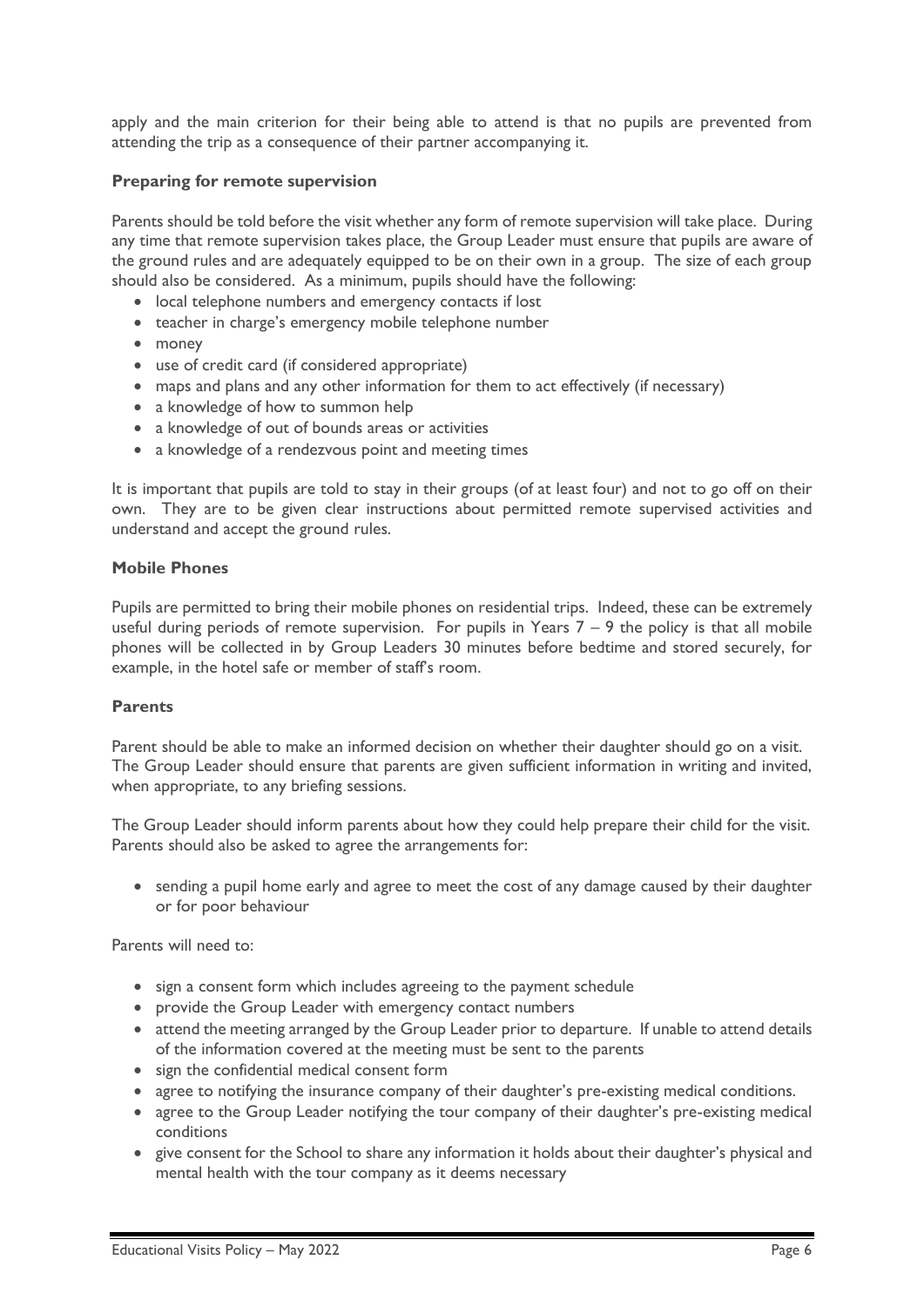apply and the main criterion for their being able to attend is that no pupils are prevented from attending the trip as a consequence of their partner accompanying it.

### Preparing for remote supervision

Parents should be told before the visit whether any form of remote supervision will take place. During any time that remote supervision takes place, the Group Leader must ensure that pupils are aware of the ground rules and are adequately equipped to be on their own in a group. The size of each group should also be considered. As a minimum, pupils should have the following:

- local telephone numbers and emergency contacts if lost
- teacher in charge's emergency mobile telephone number
- money
- use of credit card (if considered appropriate)
- maps and plans and any other information for them to act effectively (if necessary)
- a knowledge of how to summon help
- a knowledge of out of bounds areas or activities
- a knowledge of a rendezvous point and meeting times

It is important that pupils are told to stay in their groups (of at least four) and not to go off on their own. They are to be given clear instructions about permitted remote supervised activities and understand and accept the ground rules.

### Mobile Phones

Pupils are permitted to bring their mobile phones on residential trips. Indeed, these can be extremely useful during periods of remote supervision. For pupils in Years 7 – 9 the policy is that all mobile phones will be collected in by Group Leaders 30 minutes before bedtime and stored securely, for example, in the hotel safe or member of staff's room.

### Parents

Parent should be able to make an informed decision on whether their daughter should go on a visit. The Group Leader should ensure that parents are given sufficient information in writing and invited, when appropriate, to any briefing sessions.

The Group Leader should inform parents about how they could help prepare their child for the visit. Parents should also be asked to agree the arrangements for:

- sending a pupil home early and agree to meet the cost of any damage caused by their daughter or for poor behaviour

Parents will need to:

- sign a consent form which includes agreeing to the payment schedule
- provide the Group Leader with emergency contact numbers
- attend the meeting arranged by the Group Leader prior to departure. If unable to attend details of the information covered at the meeting must be sent to the parents
- sign the confidential medical consent form
- agree to notifying the insurance company of their daughter's pre-existing medical conditions.
- agree to the Group Leader notifying the tour company of their daughter's pre-existing medical conditions
- give consent for the School to share any information it holds about their daughter's physical and mental health with the tour company as it deems necessary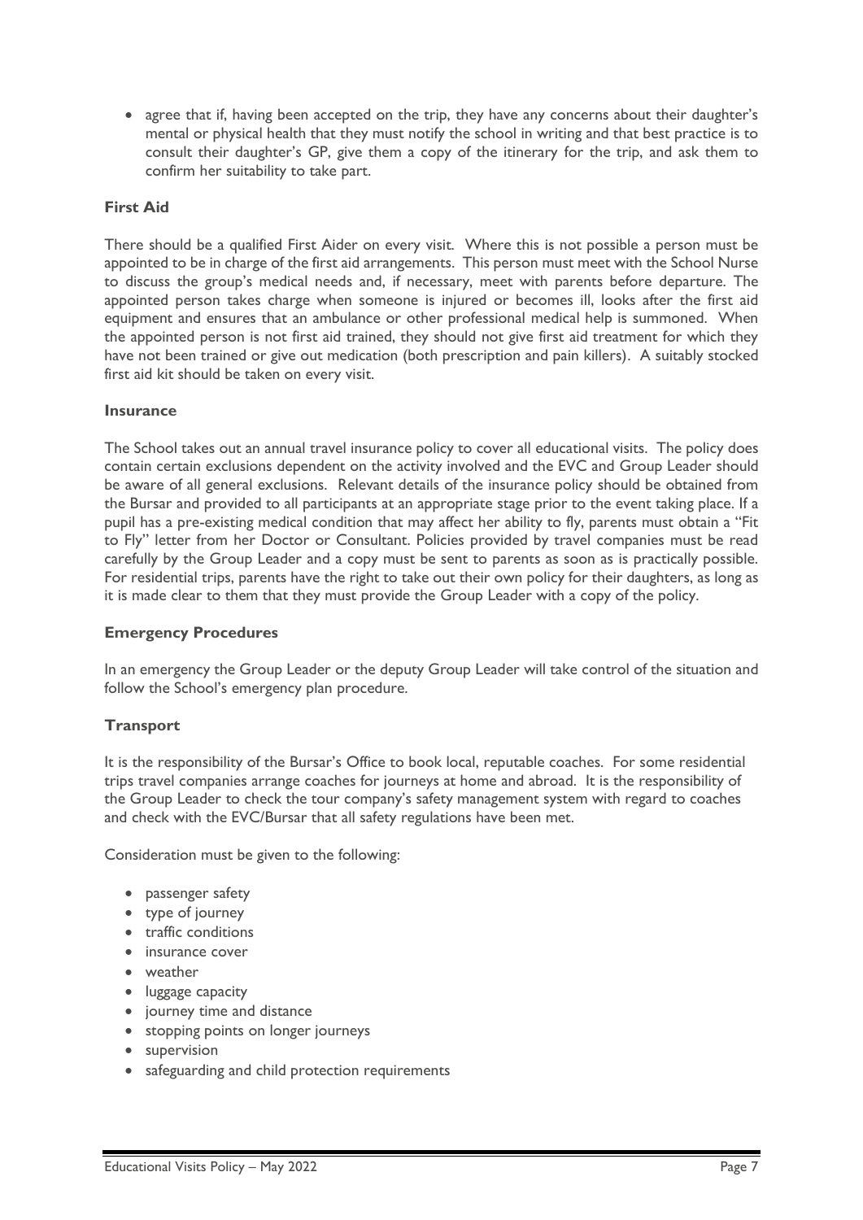- agree that if, having been accepted on the trip, they have any concerns about their daughter's mental or physical health that they must notify the school in writing and that best practice is to consult their daughter's GP, give them a copy of the itinerary for the trip, and ask them to confirm her suitability to take part.

**First Aid**

There should be a qualified First Aider on every visit. Where this is not possible a person must be appointed to be in charge of the first aid arrangements. This person must meet with the School Nurse to discuss the group's medical needs and, if necessary, meet with parents before departure. The appointed person takes charge when someone is injured or becomes ill, looks after the first aid equipment and ensures that an ambulance or other professional medical help is summoned. When the appointed person is not first aid trained, they should not give first aid treatment for which they have not been trained or give out medication (both prescription and pain killers). A suitably stocked first aid kit should be taken on every visit.

**Insurance**

The School takes out an annual travel insurance policy to cover all educational visits. The policy does contain certain exclusions dependent on the activity involved and the EVC and Group Leader should be aware of all general exclusions. Relevant details of the insurance policy should be obtained from the Bursar and provided to all participants at an appropriate stage prior to the event taking place. If a pupil has a pre-existing medical condition that may affect her ability to fly, parents must obtain a "Fit to Fly" letter from her Doctor or Consultant. Policies provided by travel companies must be read carefully by the Group Leader and a copy must be sent to parents as soon as is practically possible. For residential trips, parents have the right to take out their own policy for their daughters, as long as it is made clear to them that they must provide the Group Leader with a copy of the policy.

**Emergency Procedures**

In an emergency the Group Leader or the deputy Group Leader will take control of the situation and follow the School's emergency plan procedure.

**Transport**

It is the responsibility of the Bursar's Office to book local, reputable coaches. For some residential trips travel companies arrange coaches for journeys at home and abroad. It is the responsibility of the Group Leader to check the tour company's safety management system with regard to coaches and check with the EVC/Bursar that all safety regulations have been met.

Consideration must be given to the following:

- passenger safety
- type of journey
- traffic conditions
- insurance cover
- weather
- luggage capacity
- journey time and distance
- stopping points on longer journeys
- supervision
- safeguarding and child protection requirements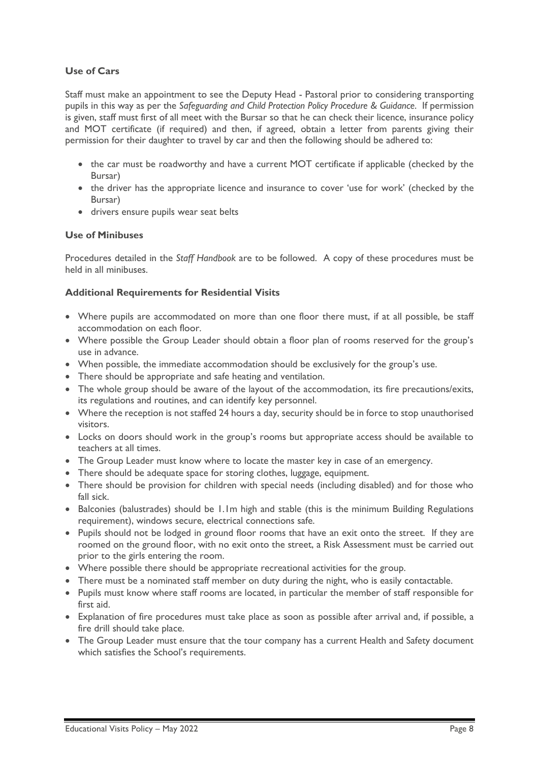**Use of Cars**

Staff must make an appointment to see the Deputy Head - Pastoral prior to considering transporting pupils in this way as per the *Safeguarding and Child Protection Policy Procedure & Guidance*. If permission is given, staff must first of all meet with the Bursar so that he can check their licence, insurance policy and MOT certificate (if required) and then, if agreed, obtain a letter from parents giving their permission for their daughter to travel by car and then the following should be adhered to:

- the car must be roadworthy and have a current MOT certificate if applicable (checked by the Bursar)
- the driver has the appropriate licence and insurance to cover 'use for work' (checked by the Bursar)
- drivers ensure pupils wear seat belts

**Use of Minibuses**

Procedures detailed in the *Staff Handbook* are to be followed. A copy of these procedures must be held in all minibuses.

**Additional Requirements for Residential Visits**

- Where pupils are accommodated on more than one floor there must, if at all possible, be staff accommodation on each floor.
- Where possible the Group Leader should obtain a floor plan of rooms reserved for the group's use in advance.
- When possible, the immediate accommodation should be exclusively for the group's use.
- There should be appropriate and safe heating and ventilation.
- The whole group should be aware of the layout of the accommodation, its fire precautions/exits, its regulations and routines, and can identify key personnel.
- Where the reception is not staffed 24 hours a day, security should be in force to stop unauthorised visitors.
- Locks on doors should work in the group's rooms but appropriate access should be available to teachers at all times.
- The Group Leader must know where to locate the master key in case of an emergency.
- There should be adequate space for storing clothes, luggage, equipment.
- There should be provision for children with special needs (including disabled) and for those who fall sick.
- Balconies (balustrades) should be 1.1m high and stable (this is the minimum Building Regulations requirement), windows secure, electrical connections safe.
- Pupils should not be lodged in ground floor rooms that have an exit onto the street. If they are roomed on the ground floor, with no exit onto the street, a Risk Assessment must be carried out prior to the girls entering the room.
- Where possible there should be appropriate recreational activities for the group.
- There must be a nominated staff member on duty during the night, who is easily contactable.
- Pupils must know where staff rooms are located, in particular the member of staff responsible for first aid.
- Explanation of fire procedures must take place as soon as possible after arrival and, if possible, a fire drill should take place.
- The Group Leader must ensure that the tour company has a current Health and Safety document which satisfies the School's requirements.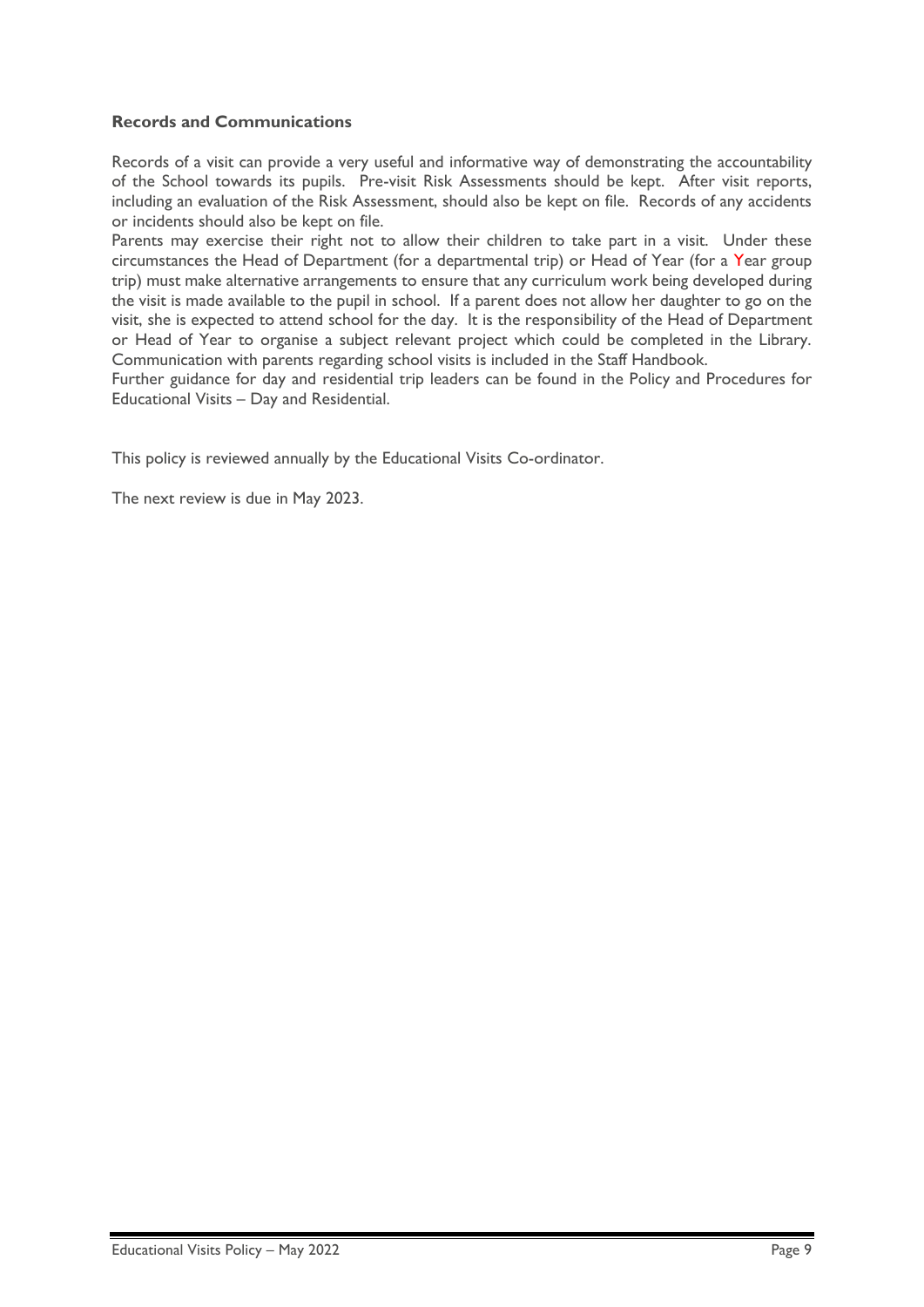**Records and Communications**

Records of a visit can provide a very useful and informative way of demonstrating the accountability of the School towards its pupils. Pre-visit Risk Assessments should be kept. After visit reports, including an evaluation of the Risk Assessment, should also be kept on file. Records of any accidents or incidents should also be kept on file.

Parents may exercise their right not to allow their children to take part in a visit. Under these circumstances the Head of Department (for a departmental trip) or Head of Year (for a Year group trip) must make alternative arrangements to ensure that any curriculum work being developed during the visit is made available to the pupil in school. If a parent does not allow her daughter to go on the visit, she is expected to attend school for the day. It is the responsibility of the Head of Department or Head of Year to organise a subject relevant project which could be completed in the Library. Communication with parents regarding school visits is included in the Staff Handbook.

Further guidance for day and residential trip leaders can be found in the Policy and Procedures for Educational Visits – Day and Residential.

This policy is reviewed annually by the Educational Visits Co-ordinator.

The next review is due in May 2023.